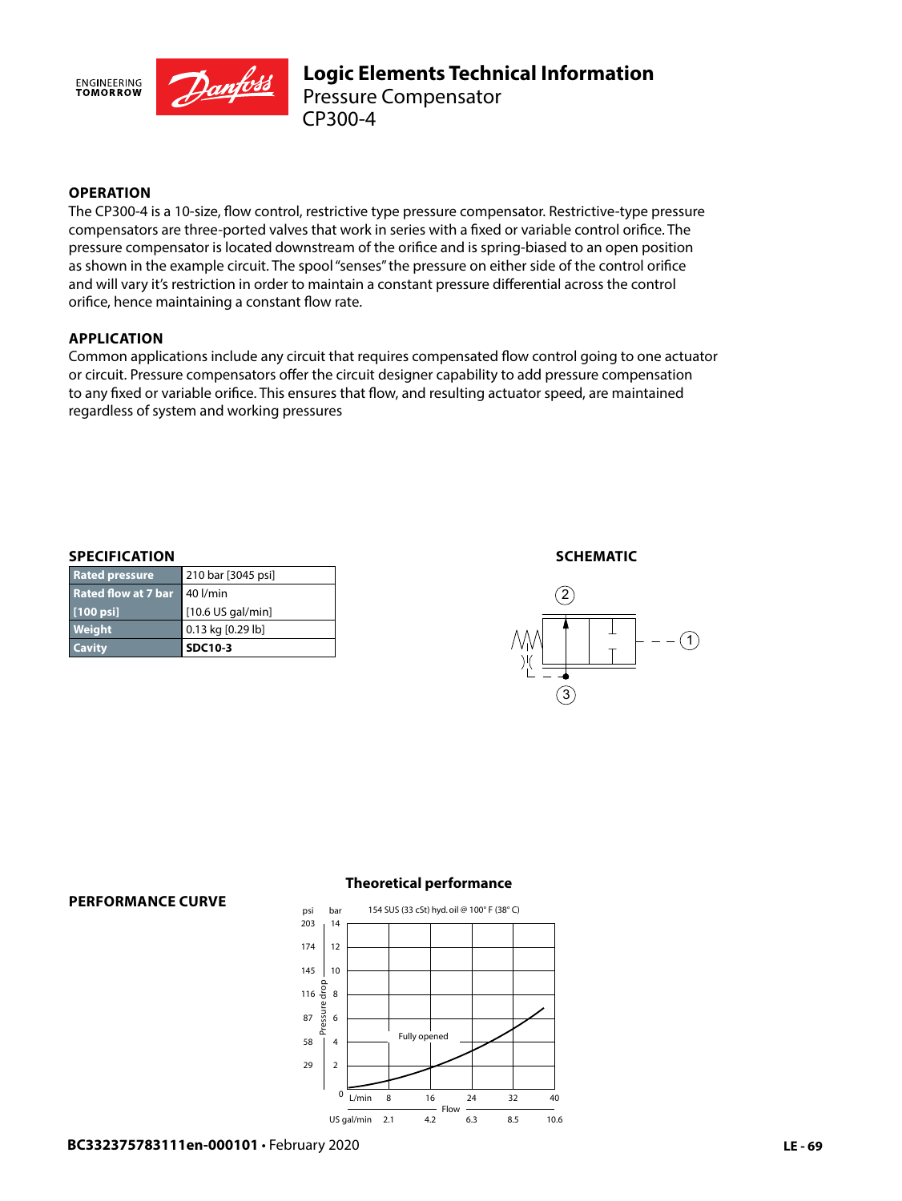# Logic Elements Technical Information

## Pressure Compensator
## CP300-4

### OPERATION

The CP300-4 is a 10-size, flow control, restrictive type pressure compensator. Restrictive-type pressure compensators are three-ported valves that work in series with a fixed or variable control orifice. The pressure compensator is located downstream of the orifice and is spring-biased to an open position as shown in the example circuit. The spool "senses" the pressure on either side of the control orifice and will vary it's restriction in order to maintain a constant pressure differential across the control orifice, hence maintaining a constant flow rate.

### APPLICATION

Common applications include any circuit that requires compensated flow control going to one actuator or circuit. Pressure compensators offer the circuit designer capability to add pressure compensation to any fixed or variable orifice. This ensures that flow, and resulting actuator speed, are maintained regardless of system and working pressures

### SPECIFICATION

| | |
|---|---|
| **Rated pressure** | 210 bar [3045 psi] |
| **Rated flow at 7 bar [100 psi]** | 40 l/min [10.6 US gal/min] |
| **Weight** | 0.13 kg [0.29 lb] |
| **Cavity** | **SDC10-3** |

### SCHEMATIC

### PERFORMANCE CURVE

**Theoretical performance**

154 SUS (33 cSt) hyd. oil @ 100° F (38° C)

Pressure drop: psi 29, 58, 87, 116, 145, 174, 203 / bar 2, 4, 6, 8, 10, 12, 14

Flow: L/min 8, 16, 24, 32, 40 / US gal/min 2.1, 4.2, 6.3, 8.5, 10.6

Fully opened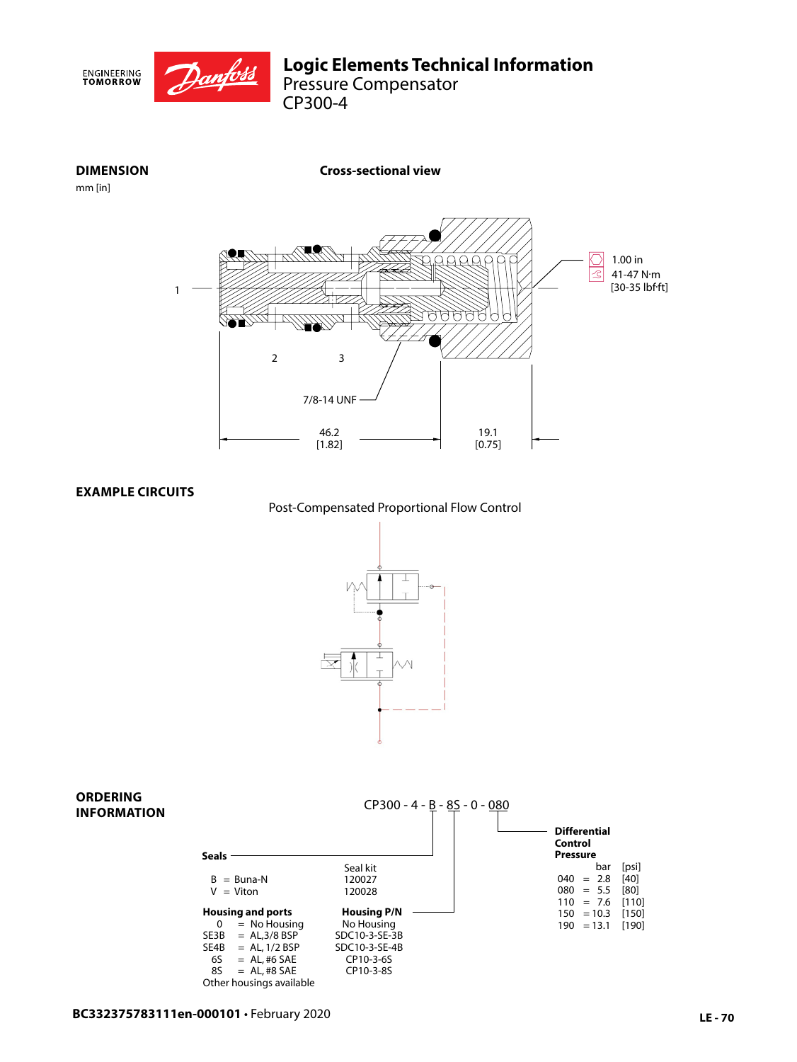## DIMENSION

mm [in]

**Cross-sectional view**

1

2

3

7/8-14 UNF

46.2
[1.82]

19.1
[0.75]

1.00 in

41-47 N·m
[30-35 lbf·ft]

## EXAMPLE CIRCUITS

Post-Compensated Proportional Flow Control

## ORDERING INFORMATION

CP300 - 4 - B - 8S - 0 - 080

**Seals**

| | | Seal kit |
|---|---|---|
| B | = Buna-N | 120027 |
| V | = Viton | 120028 |

| **Housing and ports** | | **Housing P/N** |
|---|---|---|
| 0 | = No Housing | No Housing |
| SE3B | = AL,3/8 BSP | SDC10-3-SE-3B |
| SE4B | = AL, 1/2 BSP | SDC10-3-SE-4B |
| 6S | = AL, #6 SAE | CP10-3-6S |
| 8S | = AL, #8 SAE | CP10-3-8S |

Other housings available

**Differential Control Pressure**

| | bar | [psi] |
|---|---|---|
| 040 | = 2.8 | [40] |
| 080 | = 5.5 | [80] |
| 110 | = 7.6 | [110] |
| 150 | = 10.3 | [150] |
| 190 | = 13.1 | [190] |

**BC332375783111en-000101** • February 2020